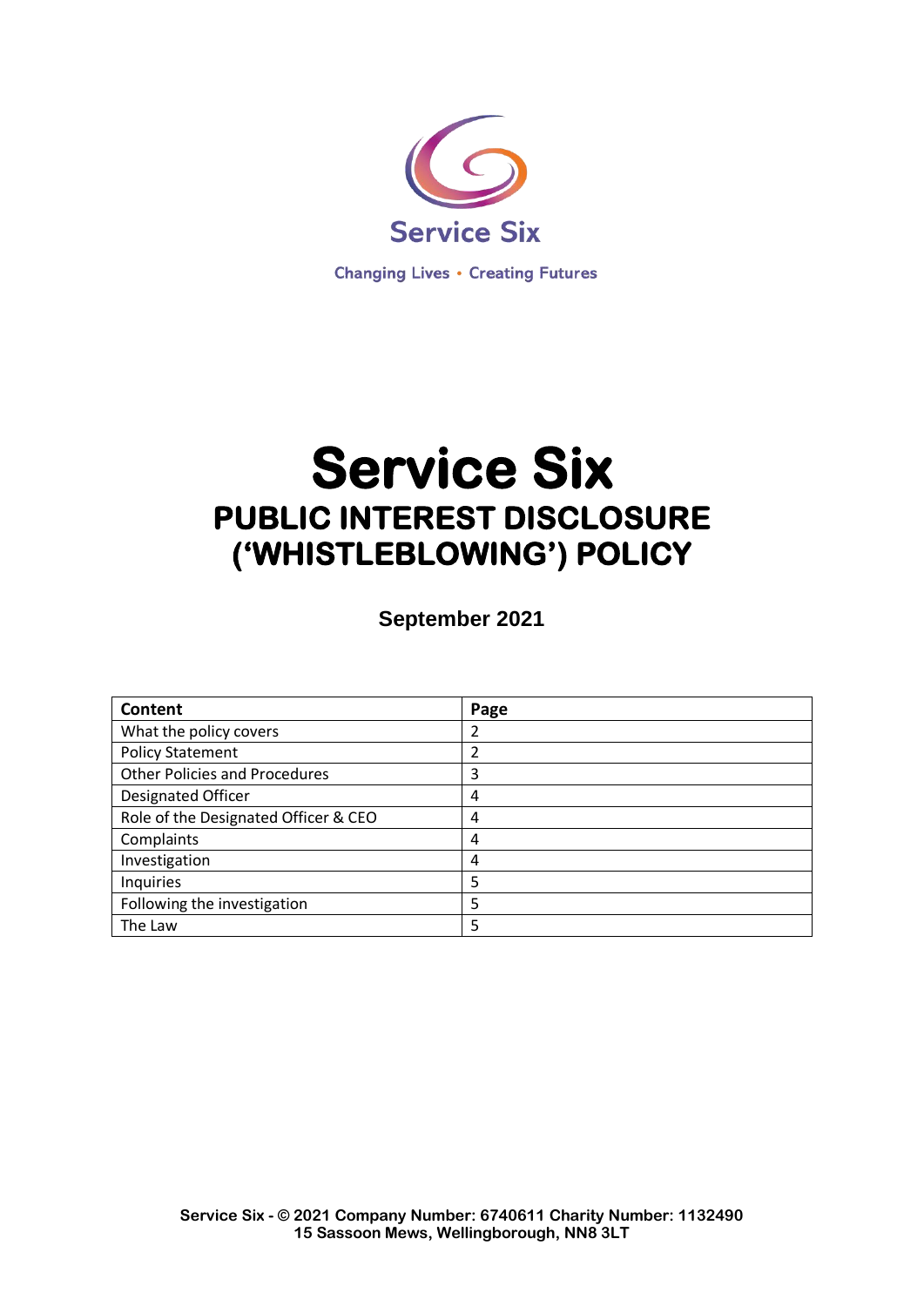Service Six

Changing Lives • Creating Futures

# Service Six

## PUBLIC INTEREST DISCLOSURE ('WHISTLEBLOWING') POLICY

**September 2021**

| Content | Page |
|---|---|
| What the policy covers | 2 |
| Policy Statement | 2 |
| Other Policies and Procedures | 3 |
| Designated Officer | 4 |
| Role of the Designated Officer & CEO | 4 |
| Complaints | 4 |
| Investigation | 4 |
| Inquiries | 5 |
| Following the investigation | 5 |
| The Law | 5 |

**Service Six - © 2021 Company Number: 6740611 Charity Number: 1132490**
**15 Sassoon Mews, Wellingborough, NN8 3LT**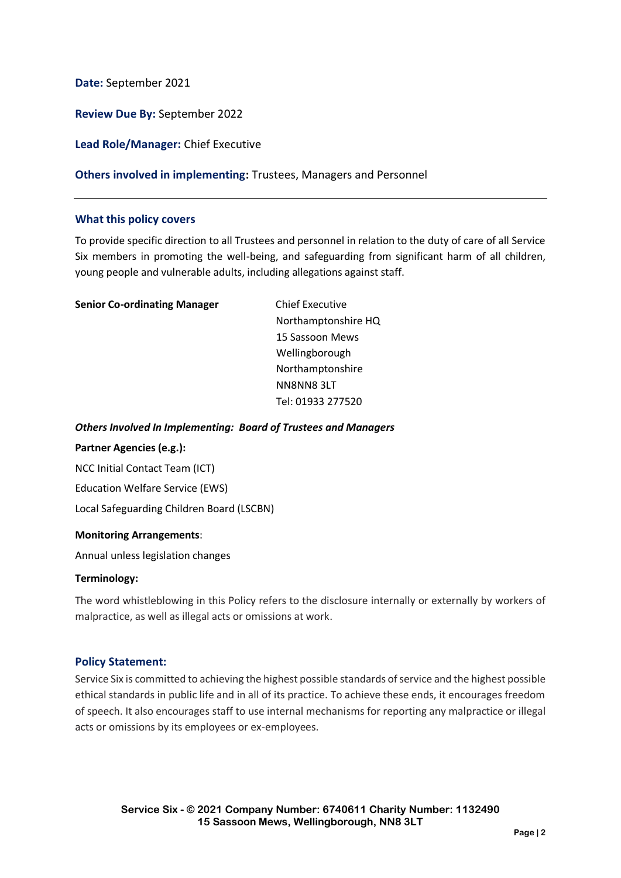**Date:** September 2021

**Review Due By:** September 2022

**Lead Role/Manager:** Chief Executive

**Others involved in implementing:** Trustees, Managers and Personnel

---

## What this policy covers

To provide specific direction to all Trustees and personnel in relation to the duty of care of all Service Six members in promoting the well-being, and safeguarding from significant harm of all children, young people and vulnerable adults, including allegations against staff.

**Senior Co-ordinating Manager**

Chief Executive
Northamptonshire HQ
15 Sassoon Mews
Wellingborough
Northamptonshire
NN8NN8 3LT
Tel: 01933 277520

***Others Involved In Implementing: Board of Trustees and Managers***

**Partner Agencies (e.g.):**

NCC Initial Contact Team (ICT)

Education Welfare Service (EWS)

Local Safeguarding Children Board (LSCBN)

**Monitoring Arrangements**:

Annual unless legislation changes

**Terminology:**

The word whistleblowing in this Policy refers to the disclosure internally or externally by workers of malpractice, as well as illegal acts or omissions at work.

## Policy Statement:

Service Six is committed to achieving the highest possible standards of service and the highest possible ethical standards in public life and in all of its practice. To achieve these ends, it encourages freedom of speech. It also encourages staff to use internal mechanisms for reporting any malpractice or illegal acts or omissions by its employees or ex-employees.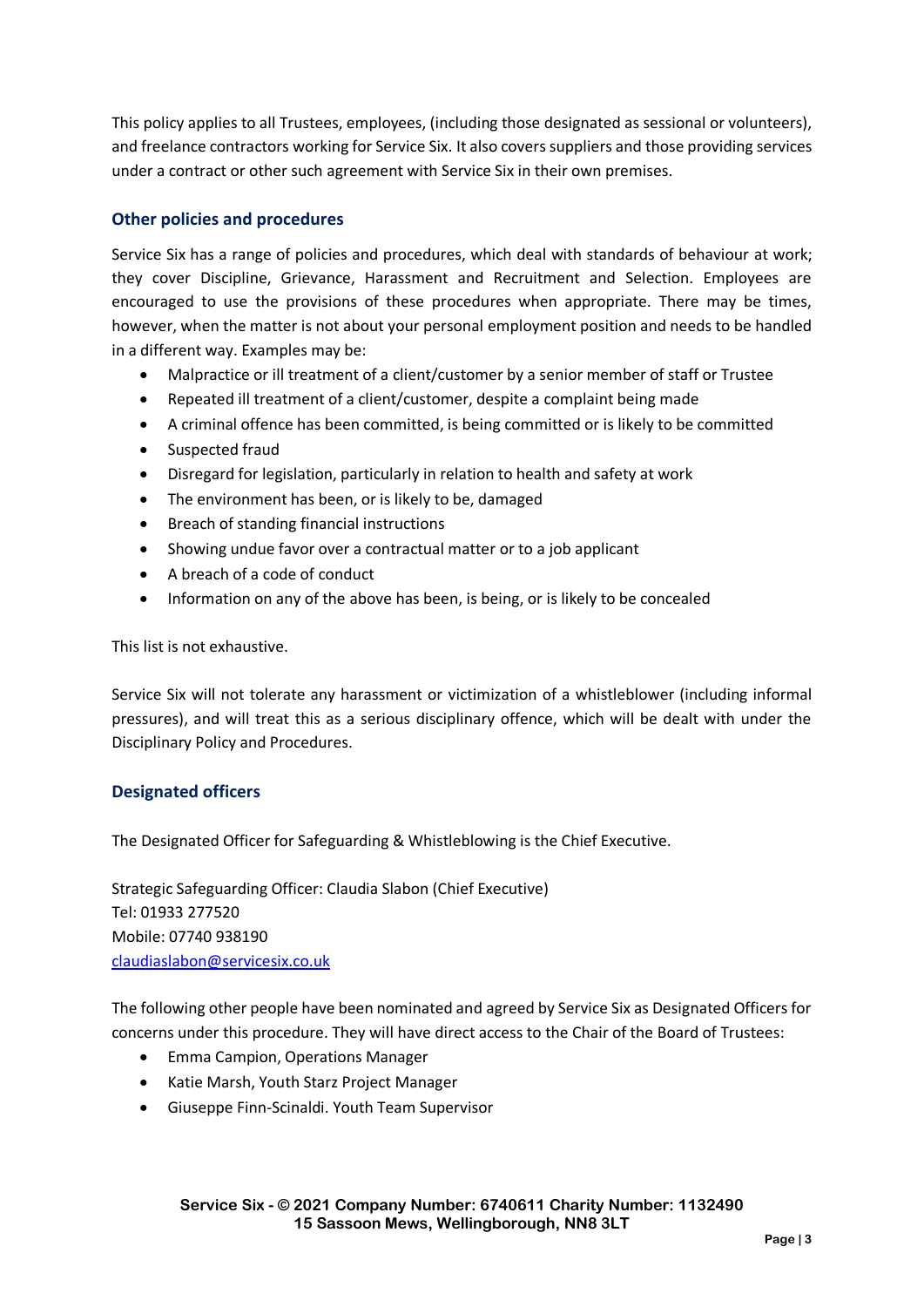This policy applies to all Trustees, employees, (including those designated as sessional or volunteers), and freelance contractors working for Service Six. It also covers suppliers and those providing services under a contract or other such agreement with Service Six in their own premises.

## Other policies and procedures

Service Six has a range of policies and procedures, which deal with standards of behaviour at work; they cover Discipline, Grievance, Harassment and Recruitment and Selection. Employees are encouraged to use the provisions of these procedures when appropriate. There may be times, however, when the matter is not about your personal employment position and needs to be handled in a different way. Examples may be:

- Malpractice or ill treatment of a client/customer by a senior member of staff or Trustee
- Repeated ill treatment of a client/customer, despite a complaint being made
- A criminal offence has been committed, is being committed or is likely to be committed
- Suspected fraud
- Disregard for legislation, particularly in relation to health and safety at work
- The environment has been, or is likely to be, damaged
- Breach of standing financial instructions
- Showing undue favor over a contractual matter or to a job applicant
- A breach of a code of conduct
- Information on any of the above has been, is being, or is likely to be concealed

This list is not exhaustive.

Service Six will not tolerate any harassment or victimization of a whistleblower (including informal pressures), and will treat this as a serious disciplinary offence, which will be dealt with under the Disciplinary Policy and Procedures.

## Designated officers

The Designated Officer for Safeguarding & Whistleblowing is the Chief Executive.

Strategic Safeguarding Officer: Claudia Slabon (Chief Executive)
Tel: 01933 277520
Mobile: 07740 938190
claudiaslabon@servicesix.co.uk

The following other people have been nominated and agreed by Service Six as Designated Officers for concerns under this procedure. They will have direct access to the Chair of the Board of Trustees:

- Emma Campion, Operations Manager
- Katie Marsh, Youth Starz Project Manager
- Giuseppe Finn-Scinaldi. Youth Team Supervisor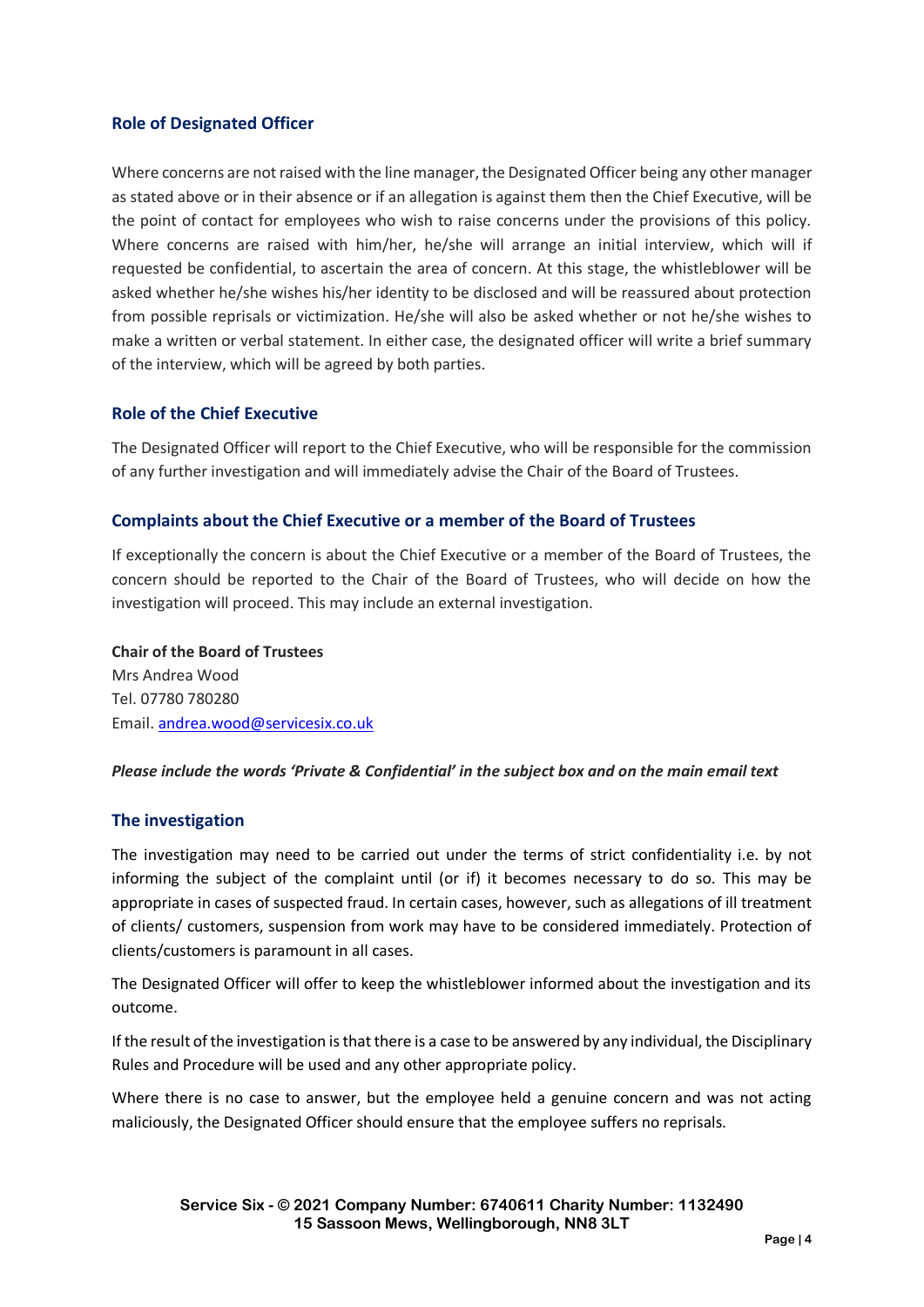## Role of Designated Officer

Where concerns are not raised with the line manager, the Designated Officer being any other manager as stated above or in their absence or if an allegation is against them then the Chief Executive, will be the point of contact for employees who wish to raise concerns under the provisions of this policy. Where concerns are raised with him/her, he/she will arrange an initial interview, which will if requested be confidential, to ascertain the area of concern. At this stage, the whistleblower will be asked whether he/she wishes his/her identity to be disclosed and will be reassured about protection from possible reprisals or victimization. He/she will also be asked whether or not he/she wishes to make a written or verbal statement. In either case, the designated officer will write a brief summary of the interview, which will be agreed by both parties.

## Role of the Chief Executive

The Designated Officer will report to the Chief Executive, who will be responsible for the commission of any further investigation and will immediately advise the Chair of the Board of Trustees.

## Complaints about the Chief Executive or a member of the Board of Trustees

If exceptionally the concern is about the Chief Executive or a member of the Board of Trustees, the concern should be reported to the Chair of the Board of Trustees, who will decide on how the investigation will proceed. This may include an external investigation.

**Chair of the Board of Trustees**
Mrs Andrea Wood
Tel. 07780 780280
Email. andrea.wood@servicesix.co.uk

***Please include the words 'Private & Confidential' in the subject box and on the main email text***

## The investigation

The investigation may need to be carried out under the terms of strict confidentiality i.e. by not informing the subject of the complaint until (or if) it becomes necessary to do so. This may be appropriate in cases of suspected fraud. In certain cases, however, such as allegations of ill treatment of clients/ customers, suspension from work may have to be considered immediately. Protection of clients/customers is paramount in all cases.

The Designated Officer will offer to keep the whistleblower informed about the investigation and its outcome.

If the result of the investigation is that there is a case to be answered by any individual, the Disciplinary Rules and Procedure will be used and any other appropriate policy.

Where there is no case to answer, but the employee held a genuine concern and was not acting maliciously, the Designated Officer should ensure that the employee suffers no reprisals.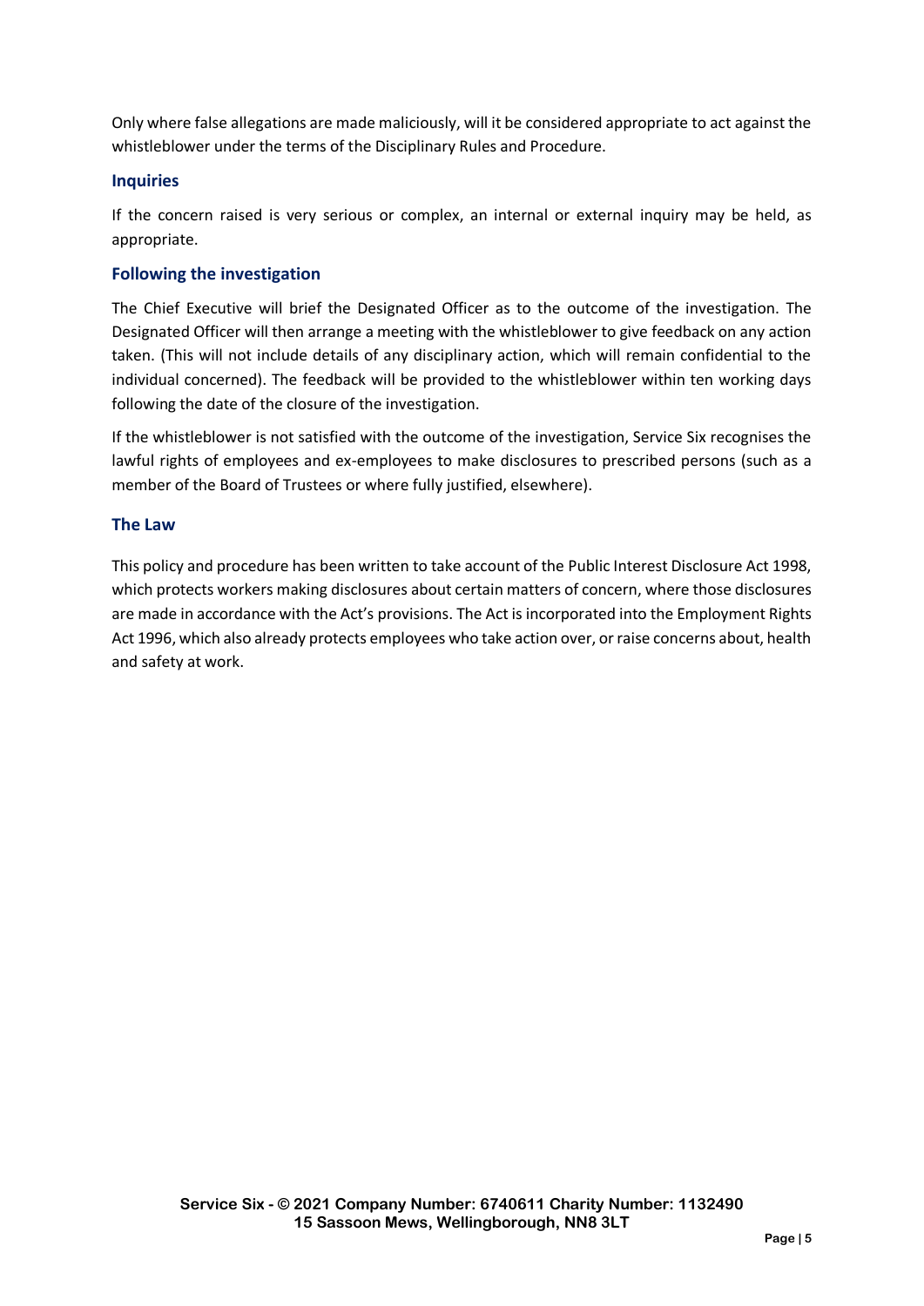Only where false allegations are made maliciously, will it be considered appropriate to act against the whistleblower under the terms of the Disciplinary Rules and Procedure.

### Inquiries

If the concern raised is very serious or complex, an internal or external inquiry may be held, as appropriate.

### Following the investigation

The Chief Executive will brief the Designated Officer as to the outcome of the investigation. The Designated Officer will then arrange a meeting with the whistleblower to give feedback on any action taken. (This will not include details of any disciplinary action, which will remain confidential to the individual concerned). The feedback will be provided to the whistleblower within ten working days following the date of the closure of the investigation.

If the whistleblower is not satisfied with the outcome of the investigation, Service Six recognises the lawful rights of employees and ex-employees to make disclosures to prescribed persons (such as a member of the Board of Trustees or where fully justified, elsewhere).

### The Law

This policy and procedure has been written to take account of the Public Interest Disclosure Act 1998, which protects workers making disclosures about certain matters of concern, where those disclosures are made in accordance with the Act's provisions. The Act is incorporated into the Employment Rights Act 1996, which also already protects employees who take action over, or raise concerns about, health and safety at work.